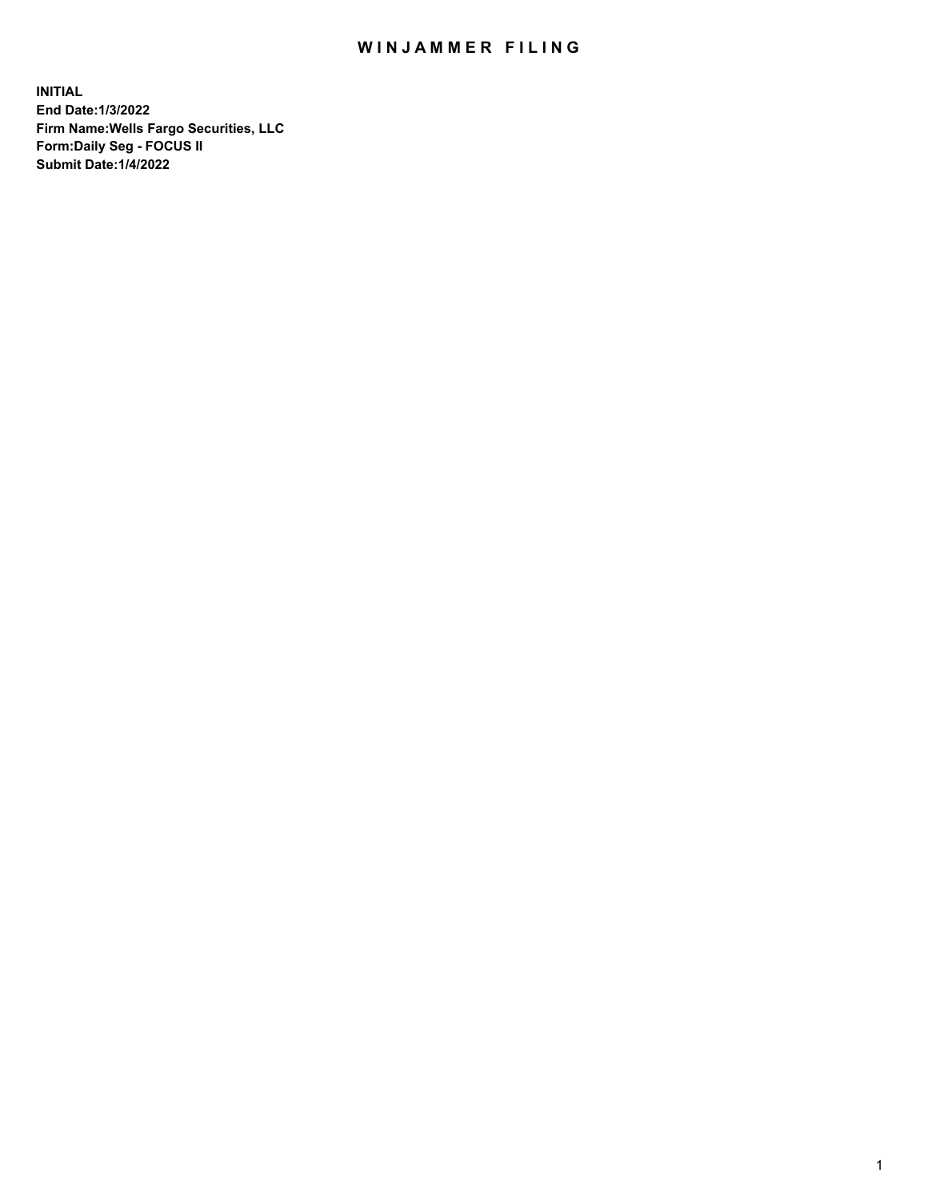# WINJAMMER FILING

**INITIAL**
**End Date:1/3/2022**
**Firm Name:Wells Fargo Securities, LLC**
**Form:Daily Seg - FOCUS II**
**Submit Date:1/4/2022**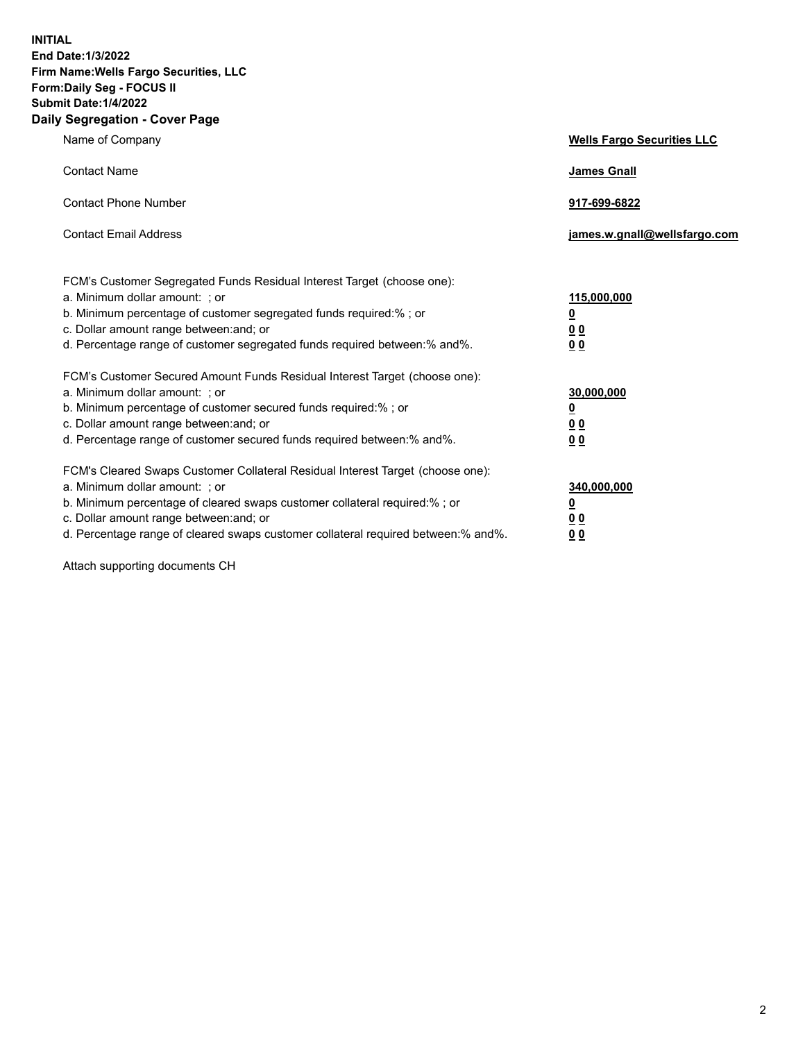**INITIAL**
**End Date:1/3/2022**
**Firm Name:Wells Fargo Securities, LLC**
**Form:Daily Seg - FOCUS II**
**Submit Date:1/4/2022**

## Daily Segregation - Cover Page

| | |
|---|---|
| Name of Company | **Wells Fargo Securities LLC** |
| Contact Name | **James Gnall** |
| Contact Phone Number | **917-699-6822** |
| Contact Email Address | **james.w.gnall@wellsfargo.com** |

| | |
|---|---|
| FCM's Customer Segregated Funds Residual Interest Target (choose one): | |
| a. Minimum dollar amount: ; or | **115,000,000** |
| b. Minimum percentage of customer segregated funds required:% ; or | **0** |
| c. Dollar amount range between:and; or | **0 0** |
| d. Percentage range of customer segregated funds required between:% and%. | **0 0** |
| FCM's Customer Secured Amount Funds Residual Interest Target (choose one): | |
| a. Minimum dollar amount: ; or | **30,000,000** |
| b. Minimum percentage of customer secured funds required:% ; or | **0** |
| c. Dollar amount range between:and; or | **0 0** |
| d. Percentage range of customer secured funds required between:% and%. | **0 0** |
| FCM's Cleared Swaps Customer Collateral Residual Interest Target (choose one): | |
| a. Minimum dollar amount: ; or | **340,000,000** |
| b. Minimum percentage of cleared swaps customer collateral required:% ; or | **0** |
| c. Dollar amount range between:and; or | **0 0** |
| d. Percentage range of cleared swaps customer collateral required between:% and%. | **0 0** |

Attach supporting documents CH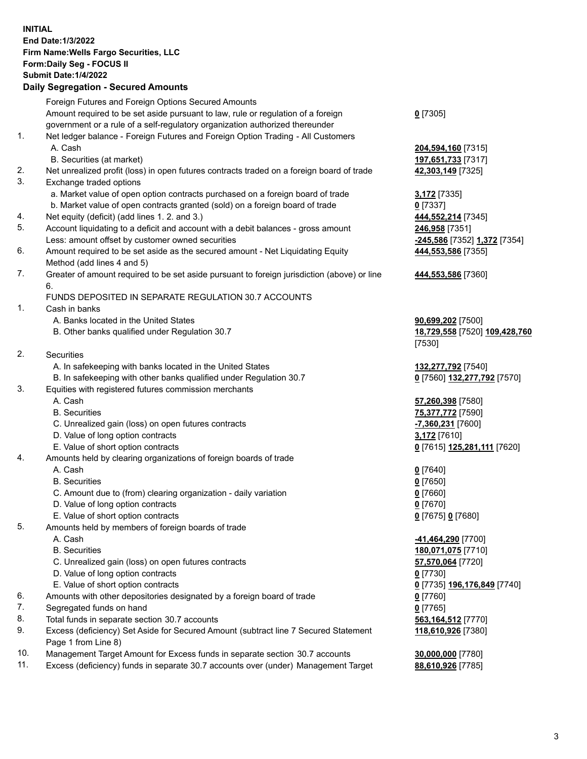**INITIAL**
**End Date:1/3/2022**
**Firm Name:Wells Fargo Securities, LLC**
**Form:Daily Seg - FOCUS II**
**Submit Date:1/4/2022**

## Daily Segregation - Secured Amounts

| | | |
|---|---|---|
| | Foreign Futures and Foreign Options Secured Amounts | |
| | Amount required to be set aside pursuant to law, rule or regulation of a foreign government or a rule of a self-regulatory organization authorized thereunder | **0** [7305] |
| 1. | Net ledger balance - Foreign Futures and Foreign Option Trading - All Customers | |
| | A. Cash | **204,594,160** [7315] |
| | B. Securities (at market) | **197,651,733** [7317] |
| 2. | Net unrealized profit (loss) in open futures contracts traded on a foreign board of trade | **42,303,149** [7325] |
| 3. | Exchange traded options | |
| | a. Market value of open option contracts purchased on a foreign board of trade | **3,172** [7335] |
| | b. Market value of open contracts granted (sold) on a foreign board of trade | **0** [7337] |
| 4. | Net equity (deficit) (add lines 1. 2. and 3.) | **444,552,214** [7345] |
| 5. | Account liquidating to a deficit and account with a debit balances - gross amount | **246,958** [7351] |
| | Less: amount offset by customer owned securities | **-245,586** [7352] **1,372** [7354] |
| 6. | Amount required to be set aside as the secured amount - Net Liquidating Equity Method (add lines 4 and 5) | **444,553,586** [7355] |
| 7. | Greater of amount required to be set aside pursuant to foreign jurisdiction (above) or line 6. | **444,553,586** [7360] |
| | FUNDS DEPOSITED IN SEPARATE REGULATION 30.7 ACCOUNTS | |
| 1. | Cash in banks | |
| | A. Banks located in the United States | **90,699,202** [7500] |
| | B. Other banks qualified under Regulation 30.7 | **18,729,558** [7520] **109,428,760** [7530] |
| 2. | Securities | |
| | A. In safekeeping with banks located in the United States | **132,277,792** [7540] |
| | B. In safekeeping with other banks qualified under Regulation 30.7 | **0** [7560] **132,277,792** [7570] |
| 3. | Equities with registered futures commission merchants | |
| | A. Cash | **57,260,398** [7580] |
| | B. Securities | **75,377,772** [7590] |
| | C. Unrealized gain (loss) on open futures contracts | **-7,360,231** [7600] |
| | D. Value of long option contracts | **3,172** [7610] |
| | E. Value of short option contracts | **0** [7615] **125,281,111** [7620] |
| 4. | Amounts held by clearing organizations of foreign boards of trade | |
| | A. Cash | **0** [7640] |
| | B. Securities | **0** [7650] |
| | C. Amount due to (from) clearing organization - daily variation | **0** [7660] |
| | D. Value of long option contracts | **0** [7670] |
| | E. Value of short option contracts | **0** [7675] **0** [7680] |
| 5. | Amounts held by members of foreign boards of trade | |
| | A. Cash | **-41,464,290** [7700] |
| | B. Securities | **180,071,075** [7710] |
| | C. Unrealized gain (loss) on open futures contracts | **57,570,064** [7720] |
| | D. Value of long option contracts | **0** [7730] |
| | E. Value of short option contracts | **0** [7735] **196,176,849** [7740] |
| 6. | Amounts with other depositories designated by a foreign board of trade | **0** [7760] |
| 7. | Segregated funds on hand | **0** [7765] |
| 8. | Total funds in separate section 30.7 accounts | **563,164,512** [7770] |
| 9. | Excess (deficiency) Set Aside for Secured Amount (subtract line 7 Secured Statement Page 1 from Line 8) | **118,610,926** [7380] |
| 10. | Management Target Amount for Excess funds in separate section 30.7 accounts | **30,000,000** [7780] |
| 11. | Excess (deficiency) funds in separate 30.7 accounts over (under) Management Target | **88,610,926** [7785] |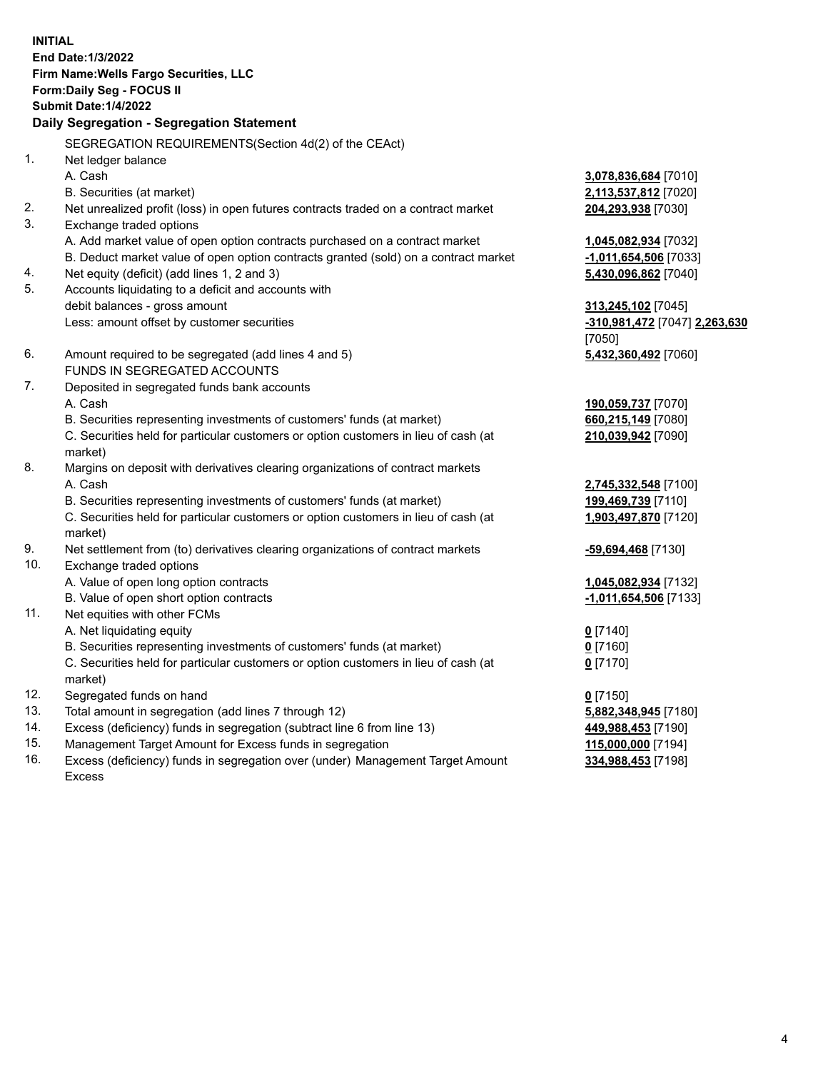**INITIAL**
**End Date:1/3/2022**
**Firm Name:Wells Fargo Securities, LLC**
**Form:Daily Seg - FOCUS II**
**Submit Date:1/4/2022**

### Daily Segregation - Segregation Statement

SEGREGATION REQUIREMENTS(Section 4d(2) of the CEAct)

| | | |
|---|---|---|
| 1. | Net ledger balance | |
| | A. Cash | **3,078,836,684** [7010] |
| | B. Securities (at market) | **2,113,537,812** [7020] |
| 2. | Net unrealized profit (loss) in open futures contracts traded on a contract market | **204,293,938** [7030] |
| 3. | Exchange traded options | |
| | A. Add market value of open option contracts purchased on a contract market | **1,045,082,934** [7032] |
| | B. Deduct market value of open option contracts granted (sold) on a contract market | **-1,011,654,506** [7033] |
| 4. | Net equity (deficit) (add lines 1, 2 and 3) | **5,430,096,862** [7040] |
| 5. | Accounts liquidating to a deficit and accounts with debit balances - gross amount | **313,245,102** [7045] |
| | Less: amount offset by customer securities | **-310,981,472** [7047] **2,263,630** [7050] |
| 6. | Amount required to be segregated (add lines 4 and 5) | **5,432,360,492** [7060] |
| | FUNDS IN SEGREGATED ACCOUNTS | |
| 7. | Deposited in segregated funds bank accounts | |
| | A. Cash | **190,059,737** [7070] |
| | B. Securities representing investments of customers' funds (at market) | **660,215,149** [7080] |
| | C. Securities held for particular customers or option customers in lieu of cash (at market) | **210,039,942** [7090] |
| 8. | Margins on deposit with derivatives clearing organizations of contract markets | |
| | A. Cash | **2,745,332,548** [7100] |
| | B. Securities representing investments of customers' funds (at market) | **199,469,739** [7110] |
| | C. Securities held for particular customers or option customers in lieu of cash (at market) | **1,903,497,870** [7120] |
| 9. | Net settlement from (to) derivatives clearing organizations of contract markets | **-59,694,468** [7130] |
| 10. | Exchange traded options | |
| | A. Value of open long option contracts | **1,045,082,934** [7132] |
| | B. Value of open short option contracts | **-1,011,654,506** [7133] |
| 11. | Net equities with other FCMs | |
| | A. Net liquidating equity | **0** [7140] |
| | B. Securities representing investments of customers' funds (at market) | **0** [7160] |
| | C. Securities held for particular customers or option customers in lieu of cash (at market) | **0** [7170] |
| 12. | Segregated funds on hand | **0** [7150] |
| 13. | Total amount in segregation (add lines 7 through 12) | **5,882,348,945** [7180] |
| 14. | Excess (deficiency) funds in segregation (subtract line 6 from line 13) | **449,988,453** [7190] |
| 15. | Management Target Amount for Excess funds in segregation | **115,000,000** [7194] |
| 16. | Excess (deficiency) funds in segregation over (under) Management Target Amount Excess | **334,988,453** [7198] |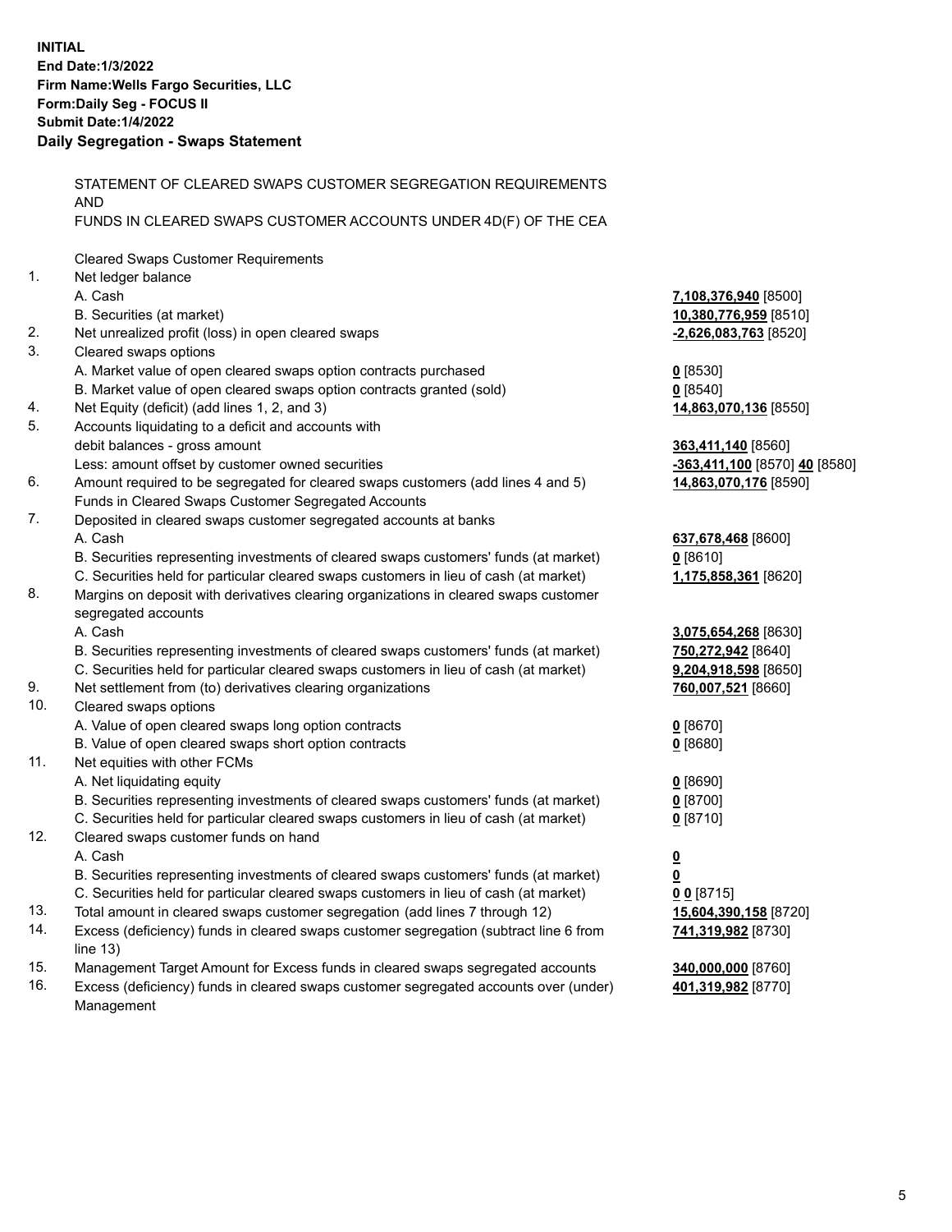**INITIAL**
**End Date:1/3/2022**
**Firm Name:Wells Fargo Securities, LLC**
**Form:Daily Seg - FOCUS II**
**Submit Date:1/4/2022**
**Daily Segregation - Swaps Statement**

STATEMENT OF CLEARED SWAPS CUSTOMER SEGREGATION REQUIREMENTS AND FUNDS IN CLEARED SWAPS CUSTOMER ACCOUNTS UNDER 4D(F) OF THE CEA

| | | |
|---|---|---|
| | Cleared Swaps Customer Requirements | |
| 1. | Net ledger balance | |
| | A. Cash | **7,108,376,940** [8500] |
| | B. Securities (at market) | **10,380,776,959** [8510] |
| 2. | Net unrealized profit (loss) in open cleared swaps | **-2,626,083,763** [8520] |
| 3. | Cleared swaps options | |
| | A. Market value of open cleared swaps option contracts purchased | **0** [8530] |
| | B. Market value of open cleared swaps option contracts granted (sold) | **0** [8540] |
| 4. | Net Equity (deficit) (add lines 1, 2, and 3) | **14,863,070,136** [8550] |
| 5. | Accounts liquidating to a deficit and accounts with debit balances - gross amount | **363,411,140** [8560] |
| | Less: amount offset by customer owned securities | **-363,411,100** [8570] **40** [8580] |
| 6. | Amount required to be segregated for cleared swaps customers (add lines 4 and 5) | **14,863,070,176** [8590] |
| | Funds in Cleared Swaps Customer Segregated Accounts | |
| 7. | Deposited in cleared swaps customer segregated accounts at banks | |
| | A. Cash | **637,678,468** [8600] |
| | B. Securities representing investments of cleared swaps customers' funds (at market) | **0** [8610] |
| | C. Securities held for particular cleared swaps customers in lieu of cash (at market) | **1,175,858,361** [8620] |
| 8. | Margins on deposit with derivatives clearing organizations in cleared swaps customer segregated accounts | |
| | A. Cash | **3,075,654,268** [8630] |
| | B. Securities representing investments of cleared swaps customers' funds (at market) | **750,272,942** [8640] |
| | C. Securities held for particular cleared swaps customers in lieu of cash (at market) | **9,204,918,598** [8650] |
| 9. | Net settlement from (to) derivatives clearing organizations | **760,007,521** [8660] |
| 10. | Cleared swaps options | |
| | A. Value of open cleared swaps long option contracts | **0** [8670] |
| | B. Value of open cleared swaps short option contracts | **0** [8680] |
| 11. | Net equities with other FCMs | |
| | A. Net liquidating equity | **0** [8690] |
| | B. Securities representing investments of cleared swaps customers' funds (at market) | **0** [8700] |
| | C. Securities held for particular cleared swaps customers in lieu of cash (at market) | **0** [8710] |
| 12. | Cleared swaps customer funds on hand | |
| | A. Cash | **0** |
| | B. Securities representing investments of cleared swaps customers' funds (at market) | **0** |
| | C. Securities held for particular cleared swaps customers in lieu of cash (at market) | **0** **0** [8715] |
| 13. | Total amount in cleared swaps customer segregation (add lines 7 through 12) | **15,604,390,158** [8720] |
| 14. | Excess (deficiency) funds in cleared swaps customer segregation (subtract line 6 from line 13) | **741,319,982** [8730] |
| 15. | Management Target Amount for Excess funds in cleared swaps segregated accounts | **340,000,000** [8760] |
| 16. | Excess (deficiency) funds in cleared swaps customer segregated accounts over (under) Management | **401,319,982** [8770] |